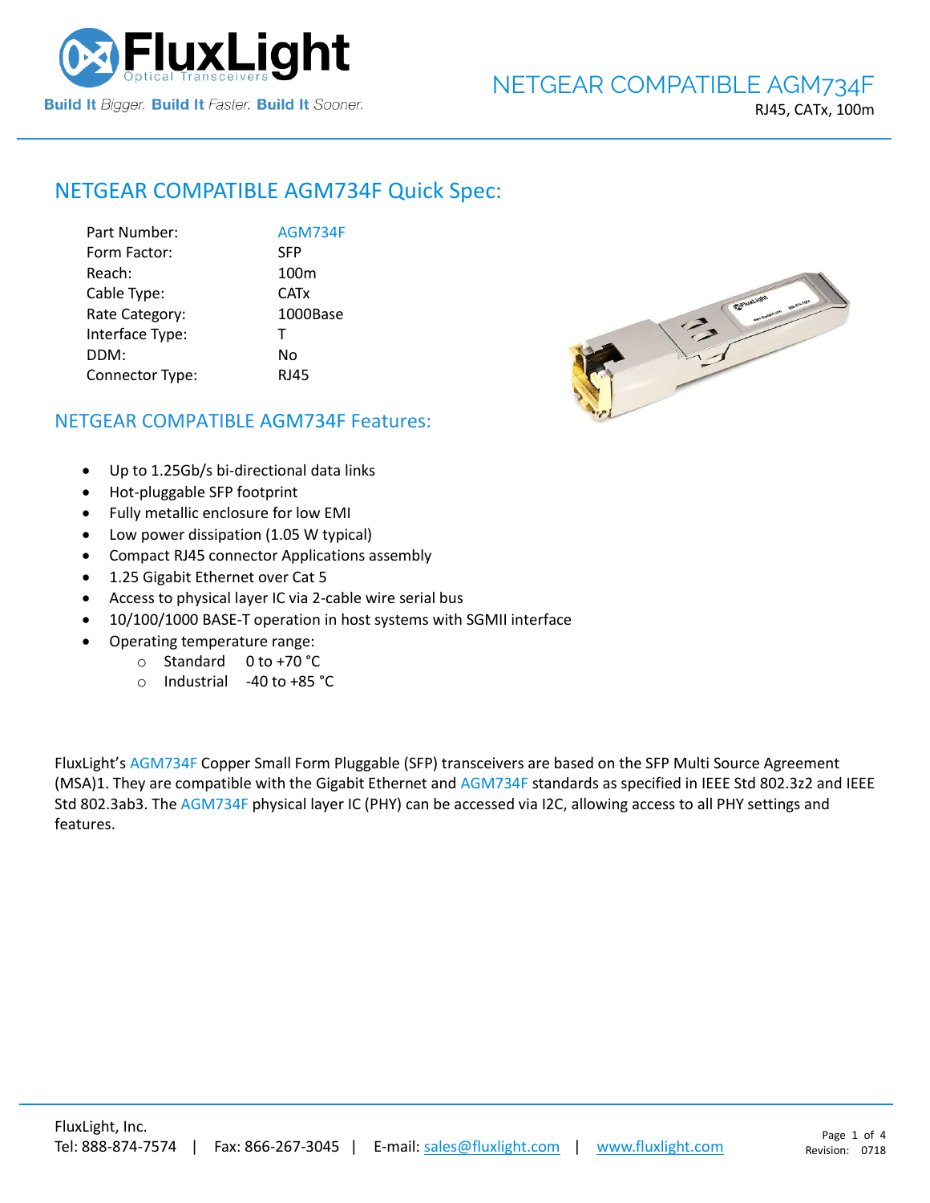# NETGEAR COMPATIBLE AGM734F

RJ45, CATx, 100m

## NETGEAR COMPATIBLE AGM734F Quick Spec:

| | |
|---|---|
| Part Number: | AGM734F |
| Form Factor: | SFP |
| Reach: | 100m |
| Cable Type: | CATx |
| Rate Category: | 1000Base |
| Interface Type: | T |
| DDM: | No |
| Connector Type: | RJ45 |

## NETGEAR COMPATIBLE AGM734F Features:

- Up to 1.25Gb/s bi-directional data links
- Hot-pluggable SFP footprint
- Fully metallic enclosure for low EMI
- Low power dissipation (1.05 W typical)
- Compact RJ45 connector Applications assembly
- 1.25 Gigabit Ethernet over Cat 5
- Access to physical layer IC via 2-cable wire serial bus
- 10/100/1000 BASE-T operation in host systems with SGMII interface
- Operating temperature range:
  - Standard 0 to +70 °C
  - Industrial -40 to +85 °C

FluxLight's AGM734F Copper Small Form Pluggable (SFP) transceivers are based on the SFP Multi Source Agreement (MSA)1. They are compatible with the Gigabit Ethernet and AGM734F standards as specified in IEEE Std 802.3z2 and IEEE Std 802.3ab3. The AGM734F physical layer IC (PHY) can be accessed via I2C, allowing access to all PHY settings and features.

FluxLight, Inc.
Tel: 888-874-7574 | Fax: 866-267-3045 | E-mail: sales@fluxlight.com | www.fluxlight.com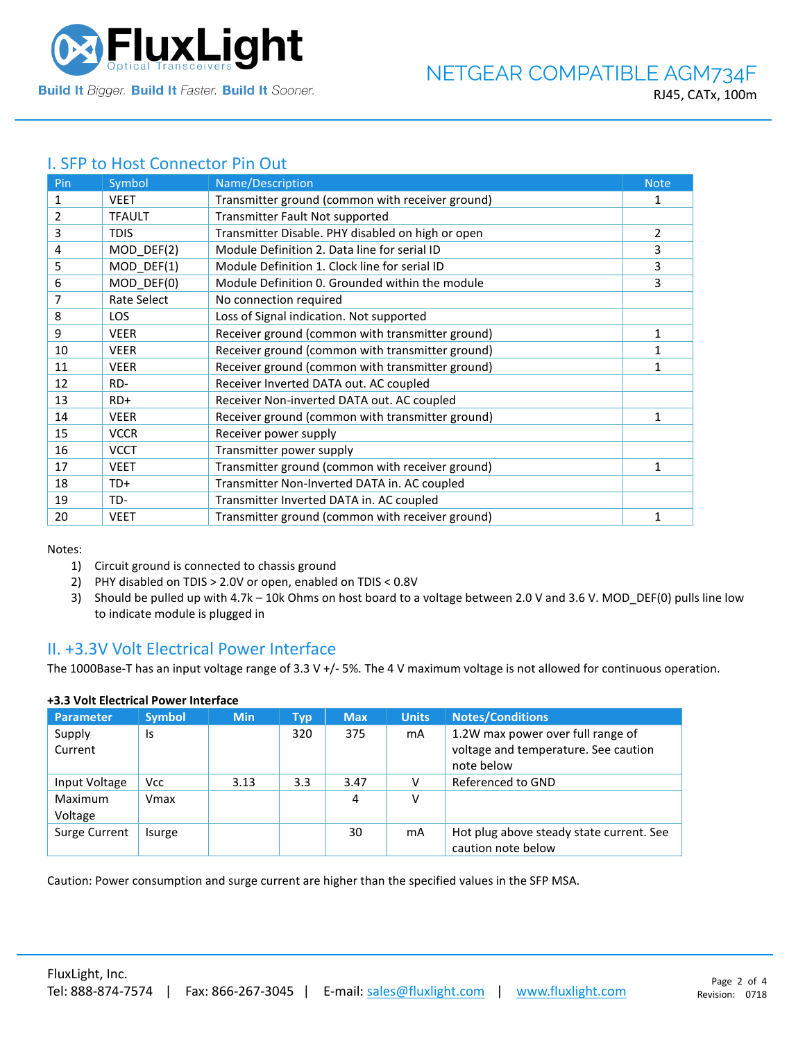## I. SFP to Host Connector Pin Out

| Pin | Symbol | Name/Description | Note |
|---|---|---|---|
| 1 | VEET | Transmitter ground (common with receiver ground) | 1 |
| 2 | TFAULT | Transmitter Fault Not supported | |
| 3 | TDIS | Transmitter Disable. PHY disabled on high or open | 2 |
| 4 | MOD_DEF(2) | Module Definition 2. Data line for serial ID | 3 |
| 5 | MOD_DEF(1) | Module Definition 1. Clock line for serial ID | 3 |
| 6 | MOD_DEF(0) | Module Definition 0. Grounded within the module | 3 |
| 7 | Rate Select | No connection required | |
| 8 | LOS | Loss of Signal indication. Not supported | |
| 9 | VEER | Receiver ground (common with transmitter ground) | 1 |
| 10 | VEER | Receiver ground (common with transmitter ground) | 1 |
| 11 | VEER | Receiver ground (common with transmitter ground) | 1 |
| 12 | RD- | Receiver Inverted DATA out. AC coupled | |
| 13 | RD+ | Receiver Non-inverted DATA out. AC coupled | |
| 14 | VEER | Receiver ground (common with transmitter ground) | 1 |
| 15 | VCCR | Receiver power supply | |
| 16 | VCCT | Transmitter power supply | |
| 17 | VEET | Transmitter ground (common with receiver ground) | 1 |
| 18 | TD+ | Transmitter Non-Inverted DATA in. AC coupled | |
| 19 | TD- | Transmitter Inverted DATA in. AC coupled | |
| 20 | VEET | Transmitter ground (common with receiver ground) | 1 |

Notes:

1) Circuit ground is connected to chassis ground
2) PHY disabled on TDIS > 2.0V or open, enabled on TDIS < 0.8V
3) Should be pulled up with 4.7k – 10k Ohms on host board to a voltage between 2.0 V and 3.6 V. MOD_DEF(0) pulls line low to indicate module is plugged in

## II. +3.3V Volt Electrical Power Interface

The 1000Base-T has an input voltage range of 3.3 V +/- 5%. The 4 V maximum voltage is not allowed for continuous operation.

**+3.3 Volt Electrical Power Interface**

| Parameter | Symbol | Min | Typ | Max | Units | Notes/Conditions |
|---|---|---|---|---|---|---|
| Supply Current | Is | | 320 | 375 | mA | 1.2W max power over full range of voltage and temperature. See caution note below |
| Input Voltage | Vcc | 3.13 | 3.3 | 3.47 | V | Referenced to GND |
| Maximum Voltage | Vmax | | | 4 | V | |
| Surge Current | Isurge | | | 30 | mA | Hot plug above steady state current. See caution note below |

Caution: Power consumption and surge current are higher than the specified values in the SFP MSA.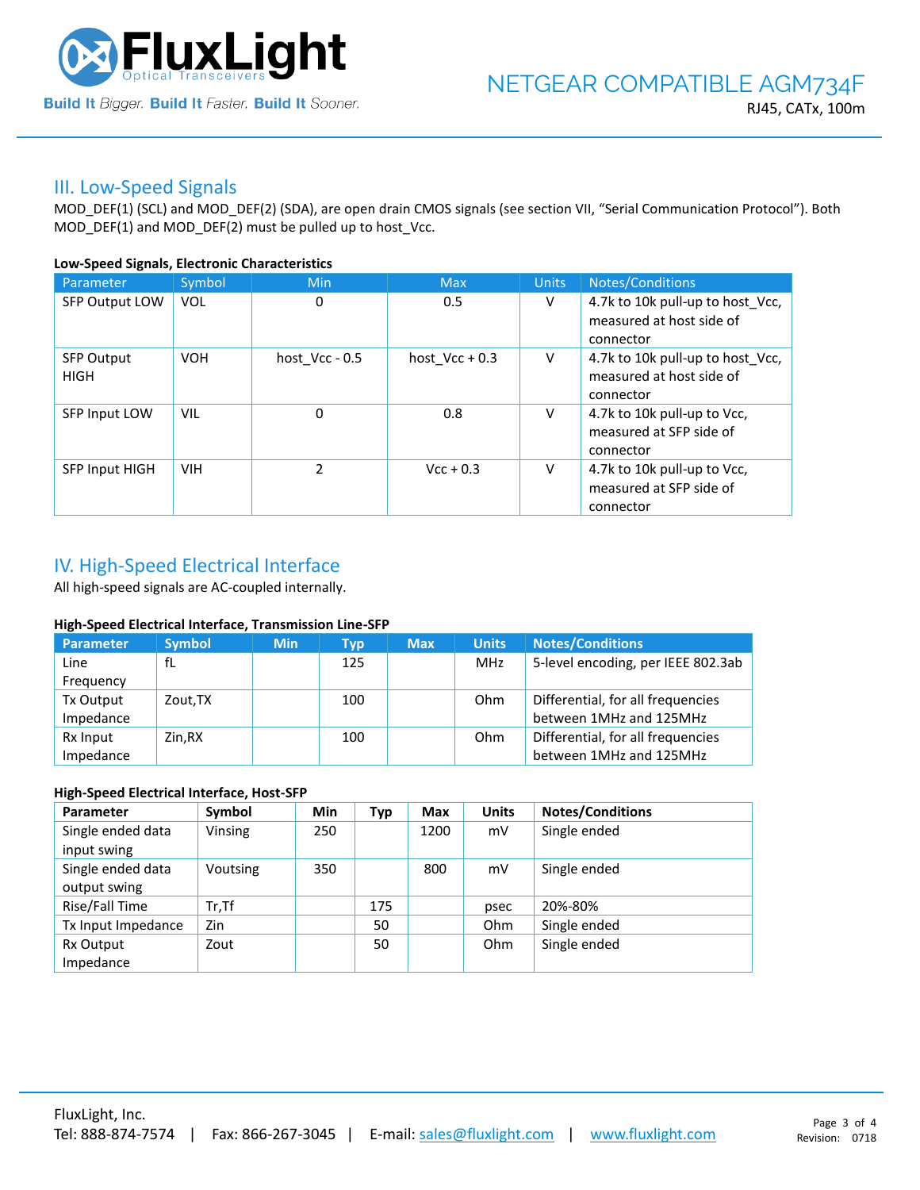## III. Low-Speed Signals

MOD_DEF(1) (SCL) and MOD_DEF(2) (SDA), are open drain CMOS signals (see section VII, "Serial Communication Protocol"). Both MOD_DEF(1) and MOD_DEF(2) must be pulled up to host_Vcc.

**Low-Speed Signals, Electronic Characteristics**

| Parameter | Symbol | Min | Max | Units | Notes/Conditions |
|---|---|---|---|---|---|
| SFP Output LOW | VOL | 0 | 0.5 | V | 4.7k to 10k pull-up to host_Vcc, measured at host side of connector |
| SFP Output HIGH | VOH | host_Vcc - 0.5 | host_Vcc + 0.3 | V | 4.7k to 10k pull-up to host_Vcc, measured at host side of connector |
| SFP Input LOW | VIL | 0 | 0.8 | V | 4.7k to 10k pull-up to Vcc, measured at SFP side of connector |
| SFP Input HIGH | VIH | 2 | Vcc + 0.3 | V | 4.7k to 10k pull-up to Vcc, measured at SFP side of connector |

## IV. High-Speed Electrical Interface

All high-speed signals are AC-coupled internally.

**High-Speed Electrical Interface, Transmission Line-SFP**

| Parameter | Symbol | Min | Typ | Max | Units | Notes/Conditions |
|---|---|---|---|---|---|---|
| Line Frequency | fL | | 125 | | MHz | 5-level encoding, per IEEE 802.3ab |
| Tx Output Impedance | Zout,TX | | 100 | | Ohm | Differential, for all frequencies between 1MHz and 125MHz |
| Rx Input Impedance | Zin,RX | | 100 | | Ohm | Differential, for all frequencies between 1MHz and 125MHz |

**High-Speed Electrical Interface, Host-SFP**

| Parameter | Symbol | Min | Typ | Max | Units | Notes/Conditions |
|---|---|---|---|---|---|---|
| Single ended data input swing | Vinsing | 250 | | 1200 | mV | Single ended |
| Single ended data output swing | Voutsing | 350 | | 800 | mV | Single ended |
| Rise/Fall Time | Tr,Tf | | 175 | | psec | 20%-80% |
| Tx Input Impedance | Zin | | 50 | | Ohm | Single ended |
| Rx Output Impedance | Zout | | 50 | | Ohm | Single ended |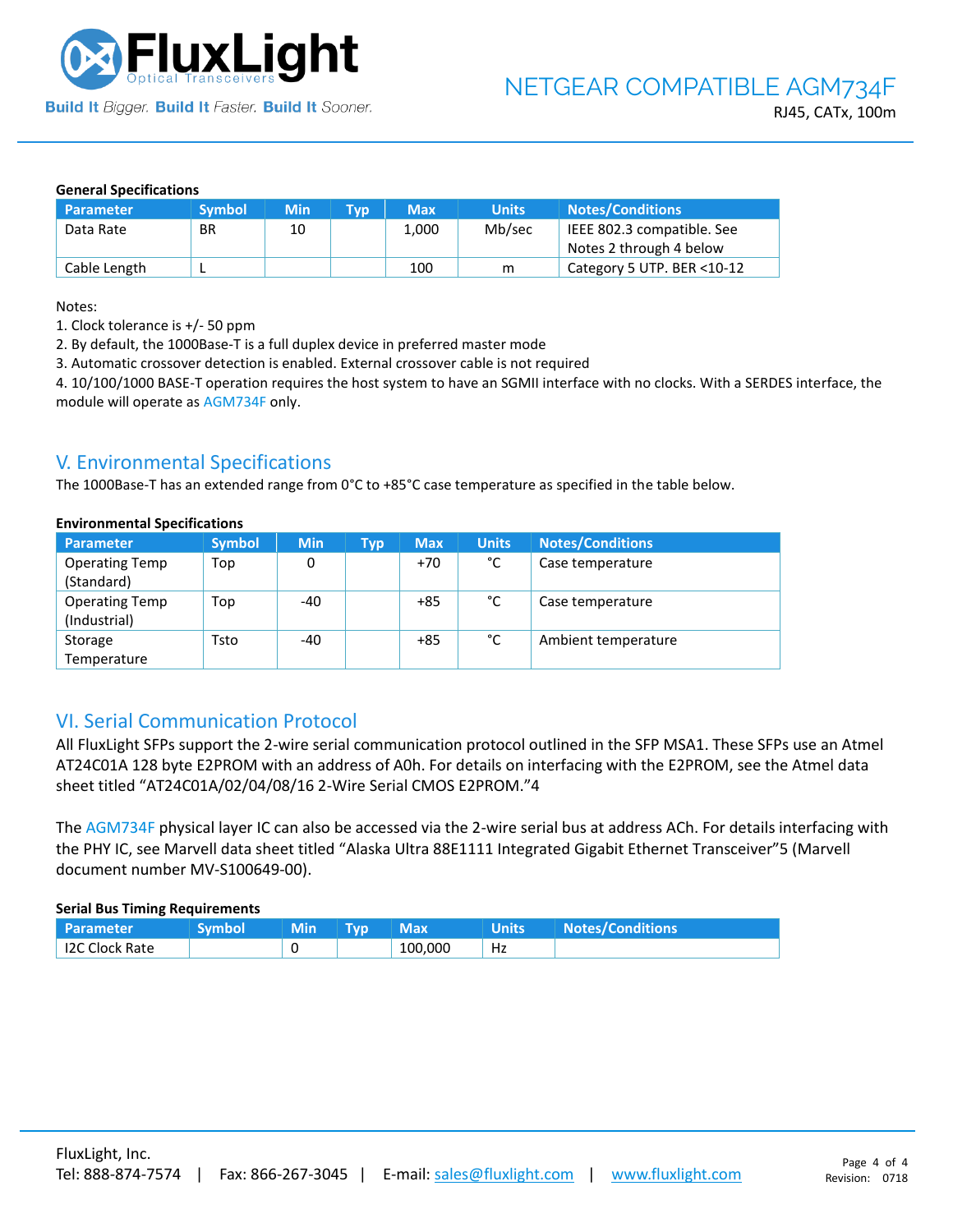**General Specifications**

| Parameter | Symbol | Min | Typ | Max | Units | Notes/Conditions |
|---|---|---|---|---|---|---|
| Data Rate | BR | 10 | | 1,000 | Mb/sec | IEEE 802.3 compatible. See Notes 2 through 4 below |
| Cable Length | L | | | 100 | m | Category 5 UTP. BER <10-12 |

Notes:

1. Clock tolerance is +/- 50 ppm
2. By default, the 1000Base-T is a full duplex device in preferred master mode
3. Automatic crossover detection is enabled. External crossover cable is not required
4. 10/100/1000 BASE-T operation requires the host system to have an SGMII interface with no clocks. With a SERDES interface, the module will operate as AGM734F only.

## V. Environmental Specifications

The 1000Base-T has an extended range from 0°C to +85°C case temperature as specified in the table below.

**Environmental Specifications**

| Parameter | Symbol | Min | Typ | Max | Units | Notes/Conditions |
|---|---|---|---|---|---|---|
| Operating Temp (Standard) | Top | 0 | | +70 | °C | Case temperature |
| Operating Temp (Industrial) | Top | -40 | | +85 | °C | Case temperature |
| Storage Temperature | Tsto | -40 | | +85 | °C | Ambient temperature |

## VI. Serial Communication Protocol

All FluxLight SFPs support the 2-wire serial communication protocol outlined in the SFP MSA1. These SFPs use an Atmel AT24C01A 128 byte E2PROM with an address of A0h. For details on interfacing with the E2PROM, see the Atmel data sheet titled "AT24C01A/02/04/08/16 2-Wire Serial CMOS E2PROM."4

The AGM734F physical layer IC can also be accessed via the 2-wire serial bus at address ACh. For details interfacing with the PHY IC, see Marvell data sheet titled "Alaska Ultra 88E1111 Integrated Gigabit Ethernet Transceiver"5 (Marvell document number MV-S100649-00).

**Serial Bus Timing Requirements**

| Parameter | Symbol | Min | Typ | Max | Units | Notes/Conditions |
|---|---|---|---|---|---|---|
| I2C Clock Rate | | 0 | | 100,000 | Hz | |

FluxLight, Inc.
Tel: 888-874-7574 | Fax: 866-267-3045 | E-mail: sales@fluxlight.com | www.fluxlight.com